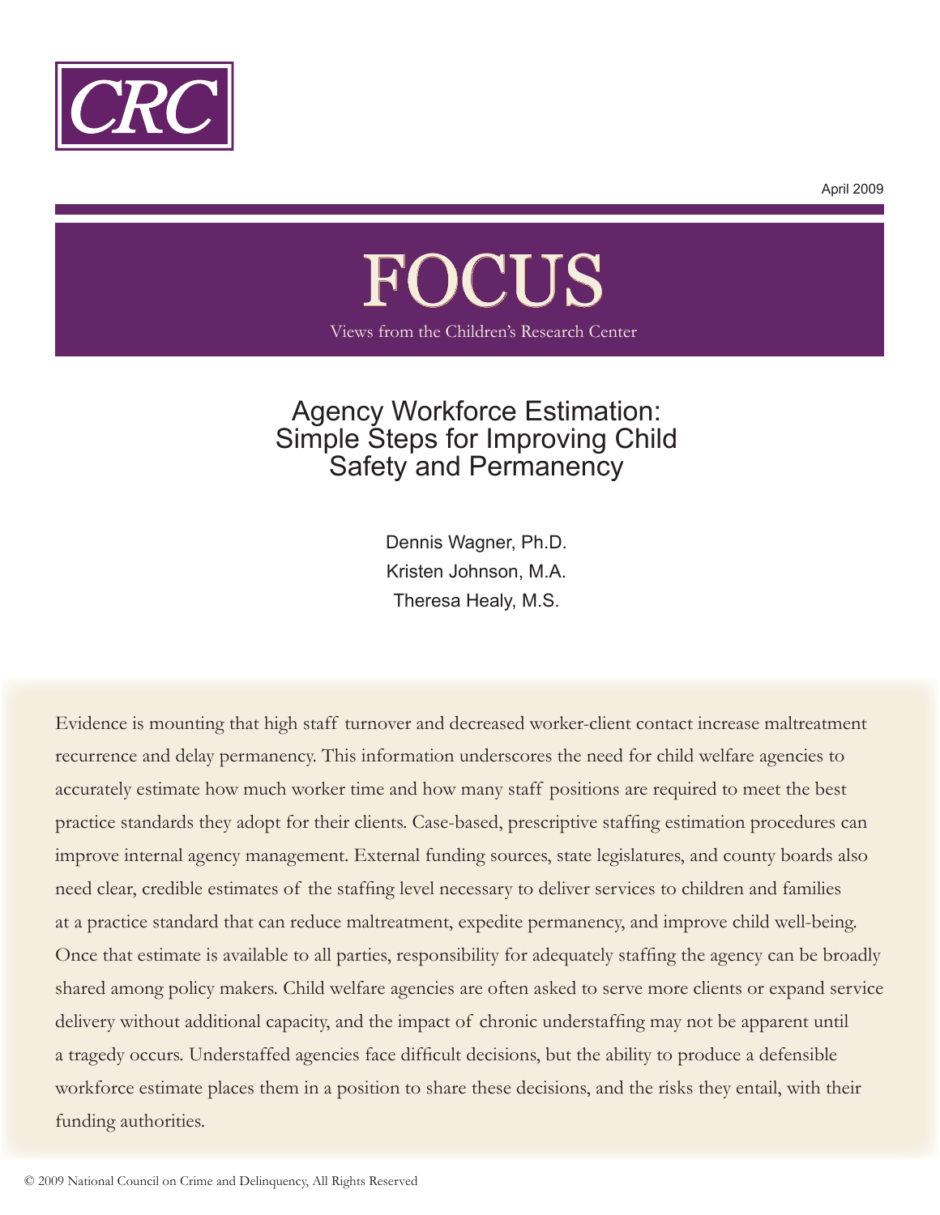CRC

April 2009

# FOCUS

Views from the Children's Research Center

## Agency Workforce Estimation: Simple Steps for Improving Child Safety and Permanency

Dennis Wagner, Ph.D.

Kristen Johnson, M.A.

Theresa Healy, M.S.

Evidence is mounting that high staff turnover and decreased worker-client contact increase maltreatment recurrence and delay permanency. This information underscores the need for child welfare agencies to accurately estimate how much worker time and how many staff positions are required to meet the best practice standards they adopt for their clients. Case-based, prescriptive staffing estimation procedures can improve internal agency management. External funding sources, state legislatures, and county boards also need clear, credible estimates of the staffing level necessary to deliver services to children and families at a practice standard that can reduce maltreatment, expedite permanency, and improve child well-being. Once that estimate is available to all parties, responsibility for adequately staffing the agency can be broadly shared among policy makers. Child welfare agencies are often asked to serve more clients or expand service delivery without additional capacity, and the impact of chronic understaffing may not be apparent until a tragedy occurs. Understaffed agencies face difficult decisions, but the ability to produce a defensible workforce estimate places them in a position to share these decisions, and the risks they entail, with their funding authorities.

© 2009 National Council on Crime and Delinquency, All Rights Reserved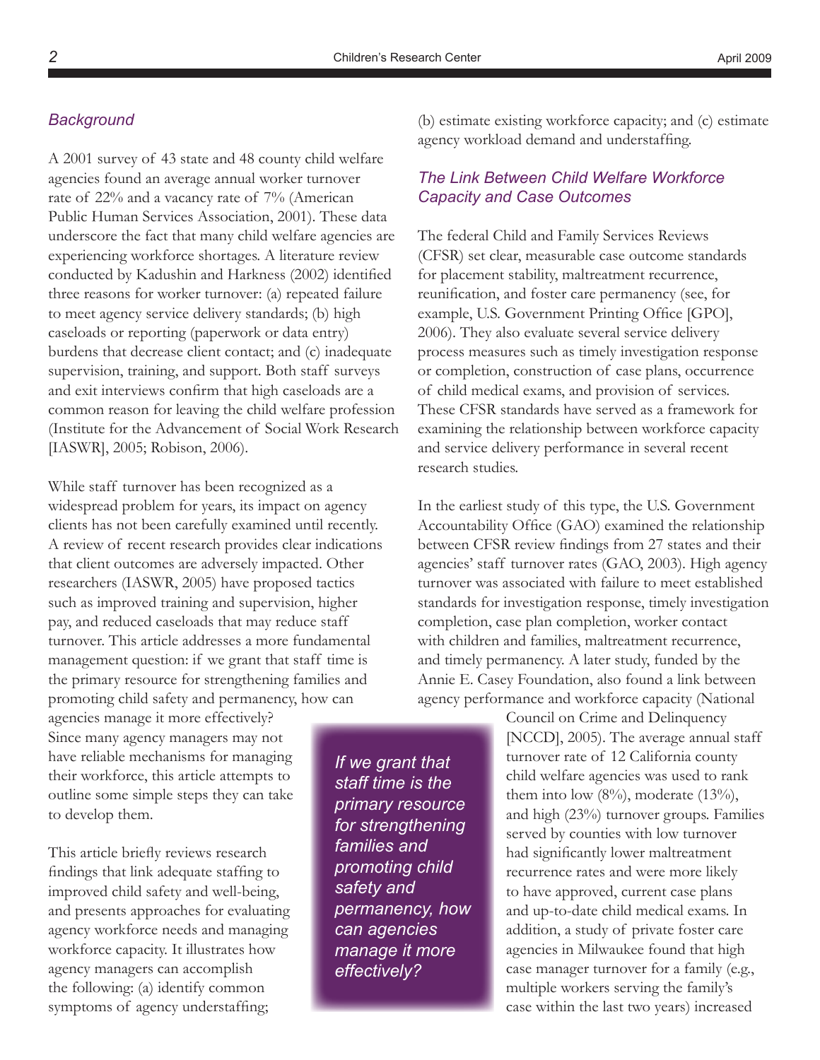## *Background*

A 2001 survey of 43 state and 48 county child welfare agencies found an average annual worker turnover rate of 22% and a vacancy rate of 7% (American Public Human Services Association, 2001). These data underscore the fact that many child welfare agencies are experiencing workforce shortages. A literature review conducted by Kadushin and Harkness (2002) identified three reasons for worker turnover: (a) repeated failure to meet agency service delivery standards; (b) high caseloads or reporting (paperwork or data entry) burdens that decrease client contact; and (c) inadequate supervision, training, and support. Both staff surveys and exit interviews confirm that high caseloads are a common reason for leaving the child welfare profession (Institute for the Advancement of Social Work Research [IASWR], 2005; Robison, 2006).

While staff turnover has been recognized as a widespread problem for years, its impact on agency clients has not been carefully examined until recently. A review of recent research provides clear indications that client outcomes are adversely impacted. Other researchers (IASWR, 2005) have proposed tactics such as improved training and supervision, higher pay, and reduced caseloads that may reduce staff turnover. This article addresses a more fundamental management question: if we grant that staff time is the primary resource for strengthening families and promoting child safety and permanency, how can agencies manage it more effectively? Since many agency managers may not have reliable mechanisms for managing their workforce, this article attempts to outline some simple steps they can take to develop them.

*If we grant that staff time is the primary resource for strengthening families and promoting child safety and permanency, how can agencies manage it more effectively?*

This article briefly reviews research findings that link adequate staffing to improved child safety and well-being, and presents approaches for evaluating agency workforce needs and managing workforce capacity. It illustrates how agency managers can accomplish the following: (a) identify common symptoms of agency understaffing; (b) estimate existing workforce capacity; and (c) estimate agency workload demand and understaffing.

## *The Link Between Child Welfare Workforce Capacity and Case Outcomes*

The federal Child and Family Services Reviews (CFSR) set clear, measurable case outcome standards for placement stability, maltreatment recurrence, reunification, and foster care permanency (see, for example, U.S. Government Printing Office [GPO], 2006). They also evaluate several service delivery process measures such as timely investigation response or completion, construction of case plans, occurrence of child medical exams, and provision of services. These CFSR standards have served as a framework for examining the relationship between workforce capacity and service delivery performance in several recent research studies.

In the earliest study of this type, the U.S. Government Accountability Office (GAO) examined the relationship between CFSR review findings from 27 states and their agencies' staff turnover rates (GAO, 2003). High agency turnover was associated with failure to meet established standards for investigation response, timely investigation completion, case plan completion, worker contact with children and families, maltreatment recurrence, and timely permanency. A later study, funded by the Annie E. Casey Foundation, also found a link between agency performance and workforce capacity (National Council on Crime and Delinquency [NCCD], 2005). The average annual staff turnover rate of 12 California county child welfare agencies was used to rank them into low (8%), moderate (13%), and high (23%) turnover groups. Families served by counties with low turnover had significantly lower maltreatment recurrence rates and were more likely to have approved, current case plans and up-to-date child medical exams. In addition, a study of private foster care agencies in Milwaukee found that high case manager turnover for a family (e.g., multiple workers serving the family's case within the last two years) increased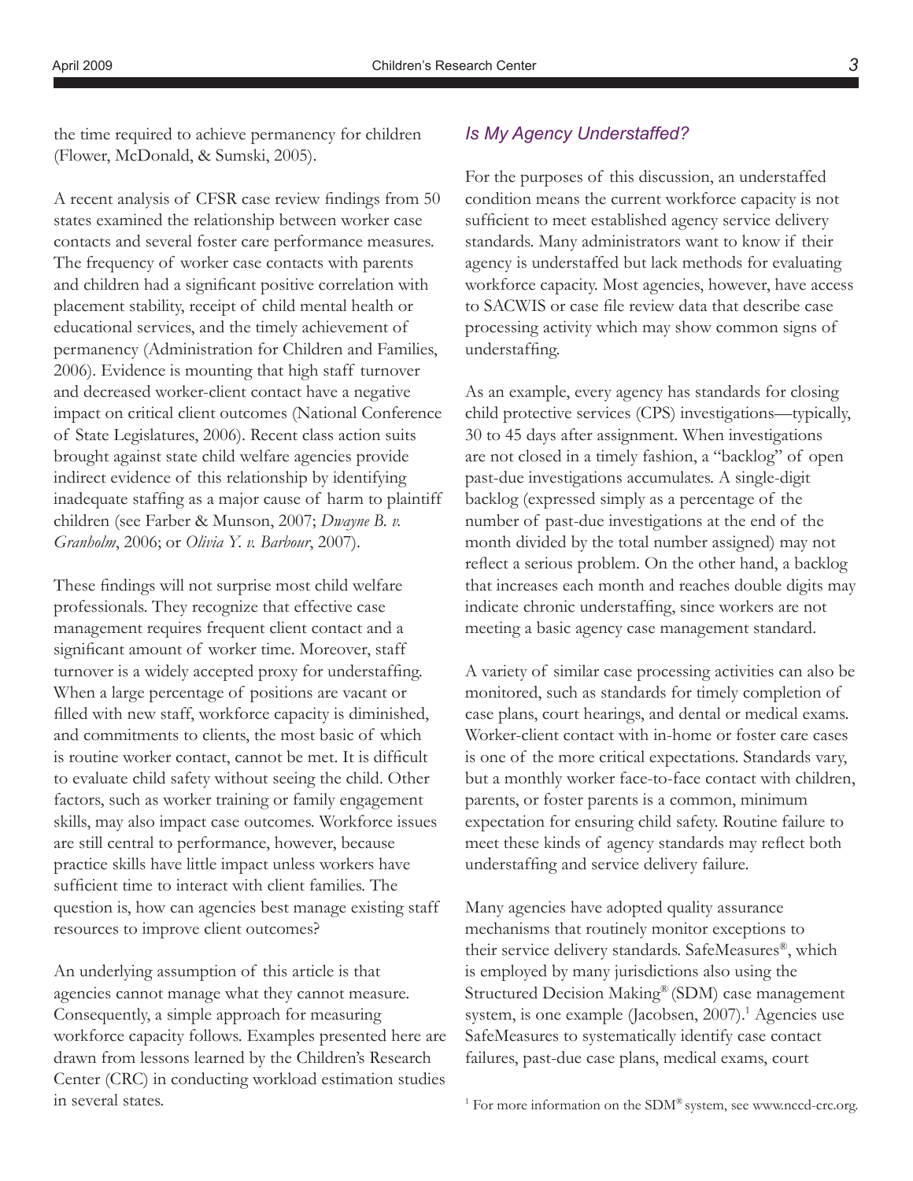the time required to achieve permanency for children (Flower, McDonald, & Sumski, 2005).

A recent analysis of CFSR case review findings from 50 states examined the relationship between worker case contacts and several foster care performance measures. The frequency of worker case contacts with parents and children had a significant positive correlation with placement stability, receipt of child mental health or educational services, and the timely achievement of permanency (Administration for Children and Families, 2006). Evidence is mounting that high staff turnover and decreased worker-client contact have a negative impact on critical client outcomes (National Conference of State Legislatures, 2006). Recent class action suits brought against state child welfare agencies provide indirect evidence of this relationship by identifying inadequate staffing as a major cause of harm to plaintiff children (see Farber & Munson, 2007; *Dwayne B. v. Granholm*, 2006; or *Olivia Y. v. Barbour*, 2007).

These findings will not surprise most child welfare professionals. They recognize that effective case management requires frequent client contact and a significant amount of worker time. Moreover, staff turnover is a widely accepted proxy for understaffing. When a large percentage of positions are vacant or filled with new staff, workforce capacity is diminished, and commitments to clients, the most basic of which is routine worker contact, cannot be met. It is difficult to evaluate child safety without seeing the child. Other factors, such as worker training or family engagement skills, may also impact case outcomes. Workforce issues are still central to performance, however, because practice skills have little impact unless workers have sufficient time to interact with client families. The question is, how can agencies best manage existing staff resources to improve client outcomes?

An underlying assumption of this article is that agencies cannot manage what they cannot measure. Consequently, a simple approach for measuring workforce capacity follows. Examples presented here are drawn from lessons learned by the Children's Research Center (CRC) in conducting workload estimation studies in several states.

## *Is My Agency Understaffed?*

For the purposes of this discussion, an understaffed condition means the current workforce capacity is not sufficient to meet established agency service delivery standards. Many administrators want to know if their agency is understaffed but lack methods for evaluating workforce capacity. Most agencies, however, have access to SACWIS or case file review data that describe case processing activity which may show common signs of understaffing.

As an example, every agency has standards for closing child protective services (CPS) investigations—typically, 30 to 45 days after assignment. When investigations are not closed in a timely fashion, a "backlog" of open past-due investigations accumulates. A single-digit backlog (expressed simply as a percentage of the number of past-due investigations at the end of the month divided by the total number assigned) may not reflect a serious problem. On the other hand, a backlog that increases each month and reaches double digits may indicate chronic understaffing, since workers are not meeting a basic agency case management standard.

A variety of similar case processing activities can also be monitored, such as standards for timely completion of case plans, court hearings, and dental or medical exams. Worker-client contact with in-home or foster care cases is one of the more critical expectations. Standards vary, but a monthly worker face-to-face contact with children, parents, or foster parents is a common, minimum expectation for ensuring child safety. Routine failure to meet these kinds of agency standards may reflect both understaffing and service delivery failure.

Many agencies have adopted quality assurance mechanisms that routinely monitor exceptions to their service delivery standards. SafeMeasures®, which is employed by many jurisdictions also using the Structured Decision Making® (SDM) case management system, is one example (Jacobsen, 2007).[1] Agencies use SafeMeasures to systematically identify case contact failures, past-due case plans, medical exams, court

[1] For more information on the SDM® system, see www.nccd-crc.org.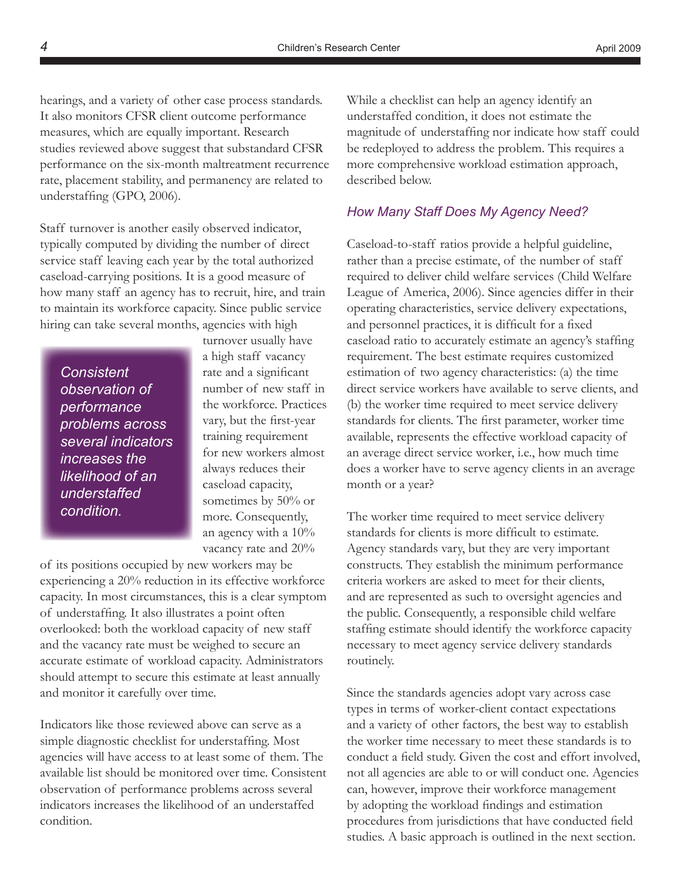hearings, and a variety of other case process standards. It also monitors CFSR client outcome performance measures, which are equally important. Research studies reviewed above suggest that substandard CFSR performance on the six-month maltreatment recurrence rate, placement stability, and permanency are related to understaffing (GPO, 2006).

Staff turnover is another easily observed indicator, typically computed by dividing the number of direct service staff leaving each year by the total authorized caseload-carrying positions. It is a good measure of how many staff an agency has to recruit, hire, and train to maintain its workforce capacity. Since public service hiring can take several months, agencies with high turnover usually have a high staff vacancy rate and a significant number of new staff in the workforce. Practices vary, but the first-year training requirement for new workers almost always reduces their caseload capacity, sometimes by 50% or more. Consequently, an agency with a 10% vacancy rate and 20% of its positions occupied by new workers may be experiencing a 20% reduction in its effective workforce capacity. In most circumstances, this is a clear symptom of understaffing. It also illustrates a point often overlooked: both the workload capacity of new staff and the vacancy rate must be weighed to secure an accurate estimate of workload capacity. Administrators should attempt to secure this estimate at least annually and monitor it carefully over time.

> *Consistent observation of performance problems across several indicators increases the likelihood of an understaffed condition.*

Indicators like those reviewed above can serve as a simple diagnostic checklist for understaffing. Most agencies will have access to at least some of them. The available list should be monitored over time. Consistent observation of performance problems across several indicators increases the likelihood of an understaffed condition.

While a checklist can help an agency identify an understaffed condition, it does not estimate the magnitude of understaffing nor indicate how staff could be redeployed to address the problem. This requires a more comprehensive workload estimation approach, described below.

### *How Many Staff Does My Agency Need?*

Caseload-to-staff ratios provide a helpful guideline, rather than a precise estimate, of the number of staff required to deliver child welfare services (Child Welfare League of America, 2006). Since agencies differ in their operating characteristics, service delivery expectations, and personnel practices, it is difficult for a fixed caseload ratio to accurately estimate an agency's staffing requirement. The best estimate requires customized estimation of two agency characteristics: (a) the time direct service workers have available to serve clients, and (b) the worker time required to meet service delivery standards for clients. The first parameter, worker time available, represents the effective workload capacity of an average direct service worker, i.e., how much time does a worker have to serve agency clients in an average month or a year?

The worker time required to meet service delivery standards for clients is more difficult to estimate. Agency standards vary, but they are very important constructs. They establish the minimum performance criteria workers are asked to meet for their clients, and are represented as such to oversight agencies and the public. Consequently, a responsible child welfare staffing estimate should identify the workforce capacity necessary to meet agency service delivery standards routinely.

Since the standards agencies adopt vary across case types in terms of worker-client contact expectations and a variety of other factors, the best way to establish the worker time necessary to meet these standards is to conduct a field study. Given the cost and effort involved, not all agencies are able to or will conduct one. Agencies can, however, improve their workforce management by adopting the workload findings and estimation procedures from jurisdictions that have conducted field studies. A basic approach is outlined in the next section.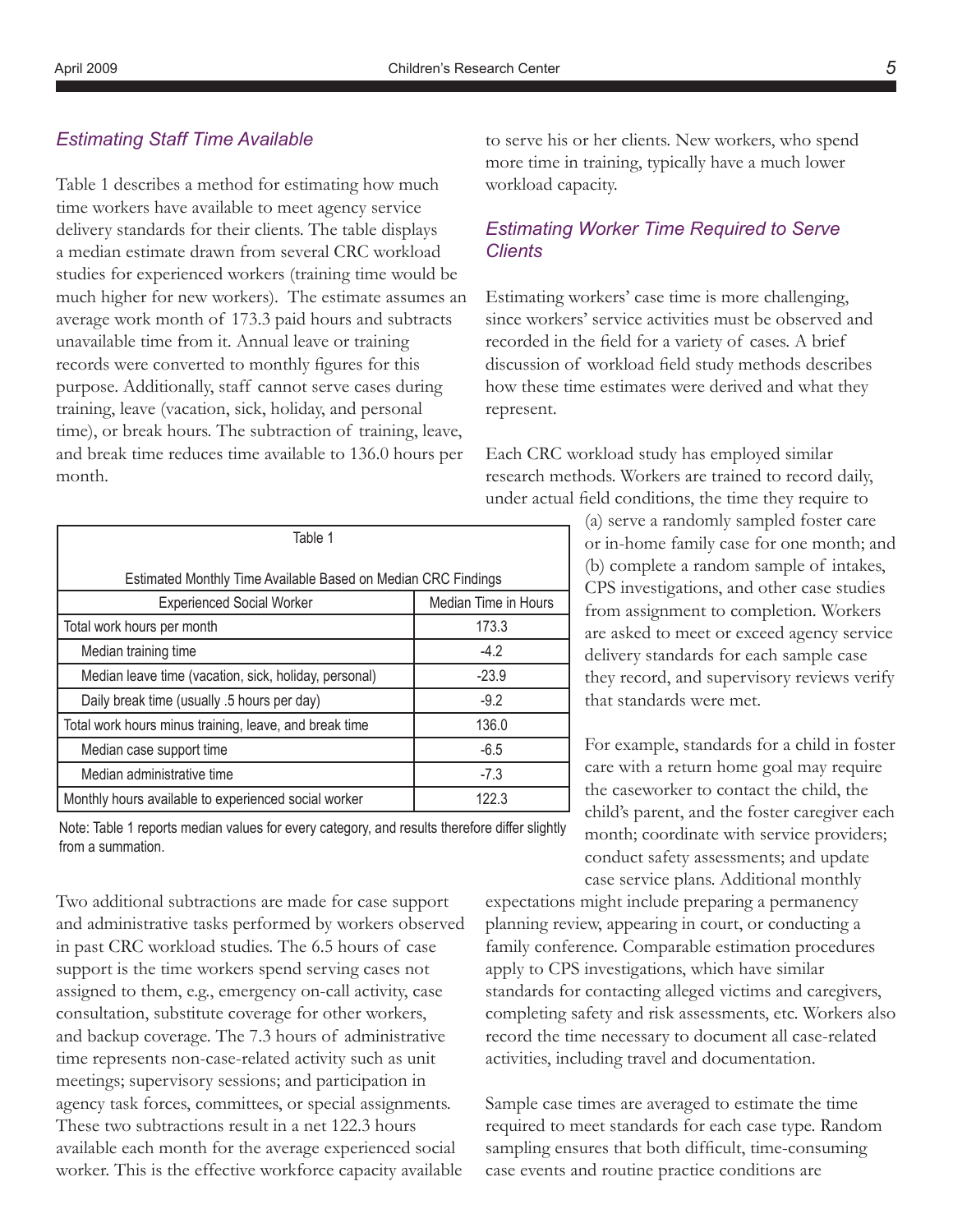## *Estimating Staff Time Available*

Table 1 describes a method for estimating how much time workers have available to meet agency service delivery standards for their clients. The table displays a median estimate drawn from several CRC workload studies for experienced workers (training time would be much higher for new workers). The estimate assumes an average work month of 173.3 paid hours and subtracts unavailable time from it. Annual leave or training records were converted to monthly figures for this purpose. Additionally, staff cannot serve cases during training, leave (vacation, sick, holiday, and personal time), or break hours. The subtraction of training, leave, and break time reduces time available to 136.0 hours per month.

Table 1

Estimated Monthly Time Available Based on Median CRC Findings

| Experienced Social Worker | Median Time in Hours |
|---|---|
| Total work hours per month | 173.3 |
| Median training time | -4.2 |
| Median leave time (vacation, sick, holiday, personal) | -23.9 |
| Daily break time (usually .5 hours per day) | -9.2 |
| Total work hours minus training, leave, and break time | 136.0 |
| Median case support time | -6.5 |
| Median administrative time | -7.3 |
| Monthly hours available to experienced social worker | 122.3 |

Note: Table 1 reports median values for every category, and results therefore differ slightly from a summation.

Two additional subtractions are made for case support and administrative tasks performed by workers observed in past CRC workload studies. The 6.5 hours of case support is the time workers spend serving cases not assigned to them, e.g., emergency on-call activity, case consultation, substitute coverage for other workers, and backup coverage. The 7.3 hours of administrative time represents non-case-related activity such as unit meetings; supervisory sessions; and participation in agency task forces, committees, or special assignments. These two subtractions result in a net 122.3 hours available each month for the average experienced social worker. This is the effective workforce capacity available to serve his or her clients. New workers, who spend more time in training, typically have a much lower workload capacity.

## *Estimating Worker Time Required to Serve Clients*

Estimating workers' case time is more challenging, since workers' service activities must be observed and recorded in the field for a variety of cases. A brief discussion of workload field study methods describes how these time estimates were derived and what they represent.

Each CRC workload study has employed similar research methods. Workers are trained to record daily, under actual field conditions, the time they require to (a) serve a randomly sampled foster care or in-home family case for one month; and (b) complete a random sample of intakes, CPS investigations, and other case studies from assignment to completion. Workers are asked to meet or exceed agency service delivery standards for each sample case they record, and supervisory reviews verify that standards were met.

For example, standards for a child in foster care with a return home goal may require the caseworker to contact the child, the child's parent, and the foster caregiver each month; coordinate with service providers; conduct safety assessments; and update case service plans. Additional monthly expectations might include preparing a permanency planning review, appearing in court, or conducting a family conference. Comparable estimation procedures apply to CPS investigations, which have similar standards for contacting alleged victims and caregivers, completing safety and risk assessments, etc. Workers also record the time necessary to document all case-related activities, including travel and documentation.

Sample case times are averaged to estimate the time required to meet standards for each case type. Random sampling ensures that both difficult, time-consuming case events and routine practice conditions are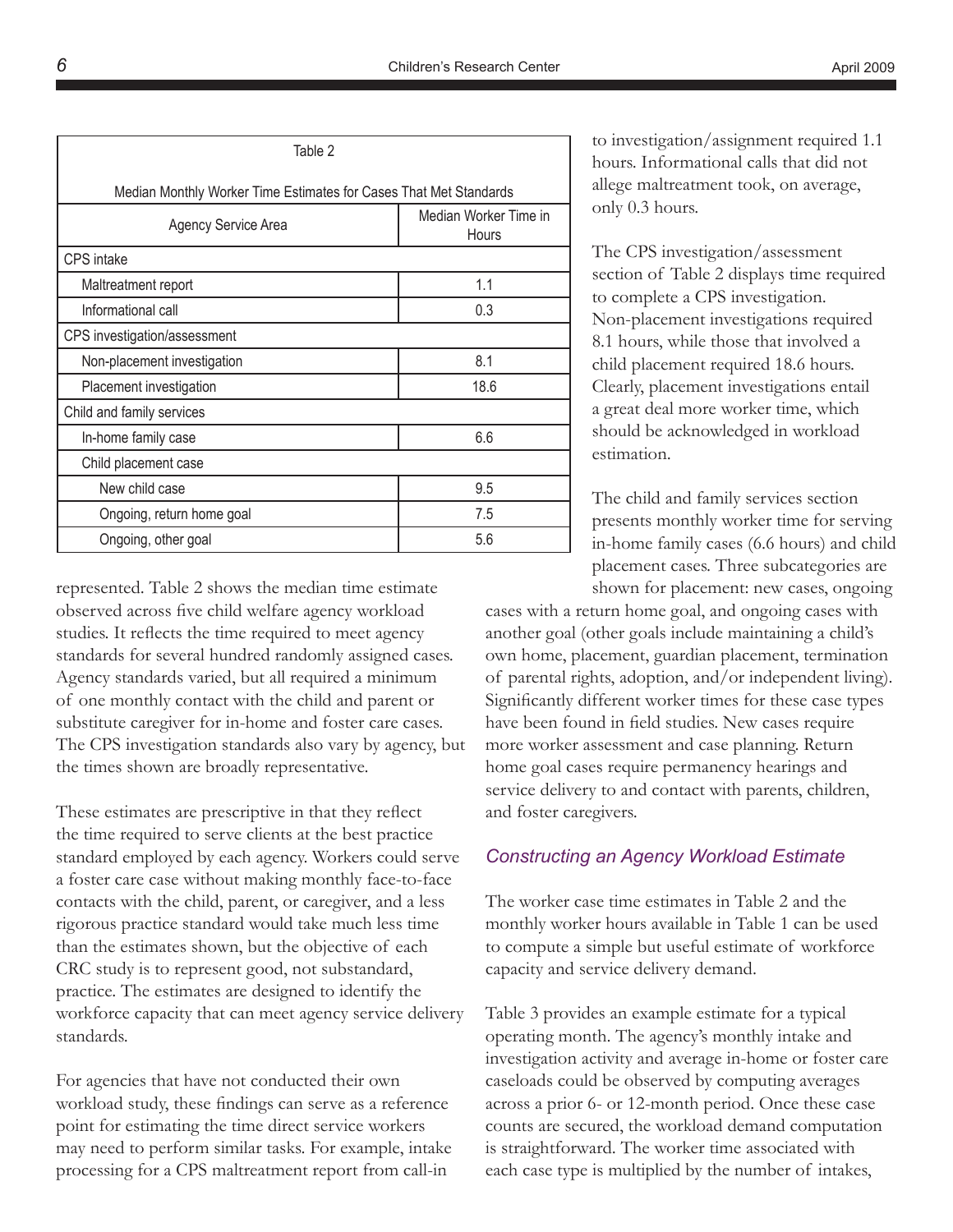| Table 2 | |
|---|---|
| Median Monthly Worker Time Estimates for Cases That Met Standards | |
| Agency Service Area | Median Worker Time in Hours |
| CPS intake | |
| Maltreatment report | 1.1 |
| Informational call | 0.3 |
| CPS investigation/assessment | |
| Non-placement investigation | 8.1 |
| Placement investigation | 18.6 |
| Child and family services | |
| In-home family case | 6.6 |
| Child placement case | |
| New child case | 9.5 |
| Ongoing, return home goal | 7.5 |
| Ongoing, other goal | 5.6 |

represented. Table 2 shows the median time estimate observed across five child welfare agency workload studies. It reflects the time required to meet agency standards for several hundred randomly assigned cases. Agency standards varied, but all required a minimum of one monthly contact with the child and parent or substitute caregiver for in-home and foster care cases. The CPS investigation standards also vary by agency, but the times shown are broadly representative.

These estimates are prescriptive in that they reflect the time required to serve clients at the best practice standard employed by each agency. Workers could serve a foster care case without making monthly face-to-face contacts with the child, parent, or caregiver, and a less rigorous practice standard would take much less time than the estimates shown, but the objective of each CRC study is to represent good, not substandard, practice. The estimates are designed to identify the workforce capacity that can meet agency service delivery standards.

For agencies that have not conducted their own workload study, these findings can serve as a reference point for estimating the time direct service workers may need to perform similar tasks. For example, intake processing for a CPS maltreatment report from call-in to investigation/assignment required 1.1 hours. Informational calls that did not allege maltreatment took, on average, only 0.3 hours.

The CPS investigation/assessment section of Table 2 displays time required to complete a CPS investigation. Non-placement investigations required 8.1 hours, while those that involved a child placement required 18.6 hours. Clearly, placement investigations entail a great deal more worker time, which should be acknowledged in workload estimation.

The child and family services section presents monthly worker time for serving in-home family cases (6.6 hours) and child placement cases. Three subcategories are shown for placement: new cases, ongoing cases with a return home goal, and ongoing cases with another goal (other goals include maintaining a child's own home, placement, guardian placement, termination of parental rights, adoption, and/or independent living). Significantly different worker times for these case types have been found in field studies. New cases require more worker assessment and case planning. Return home goal cases require permanency hearings and service delivery to and contact with parents, children, and foster caregivers.

### *Constructing an Agency Workload Estimate*

The worker case time estimates in Table 2 and the monthly worker hours available in Table 1 can be used to compute a simple but useful estimate of workforce capacity and service delivery demand.

Table 3 provides an example estimate for a typical operating month. The agency's monthly intake and investigation activity and average in-home or foster care caseloads could be observed by computing averages across a prior 6- or 12-month period. Once these case counts are secured, the workload demand computation is straightforward. The worker time associated with each case type is multiplied by the number of intakes,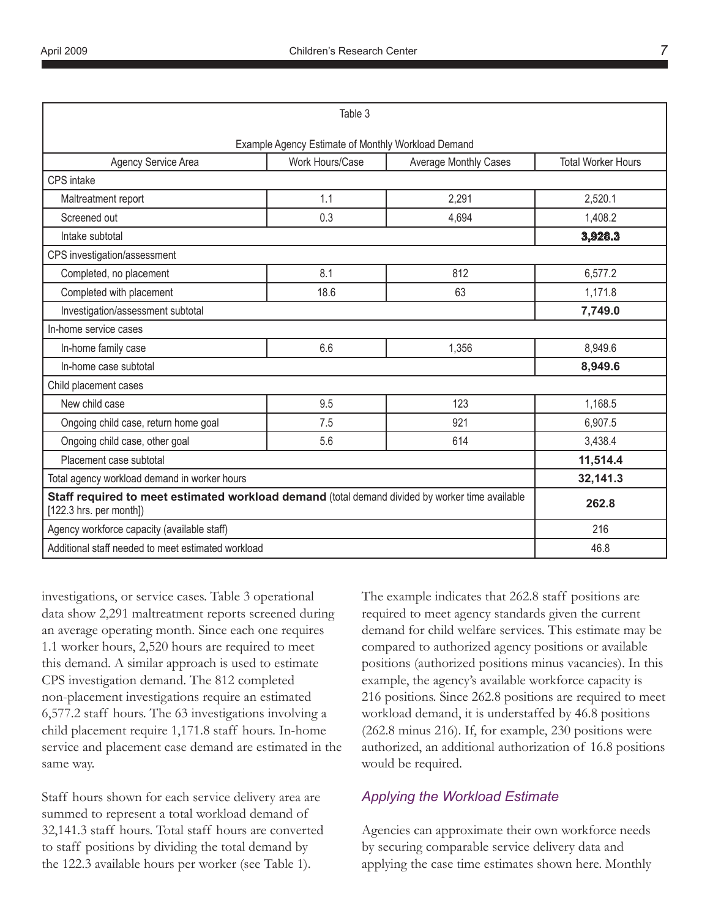| Table 3 | | | |
|---|---|---|---|
| Example Agency Estimate of Monthly Workload Demand | | | |
| Agency Service Area | Work Hours/Case | Average Monthly Cases | Total Worker Hours |
| CPS intake | | | |
| Maltreatment report | 1.1 | 2,291 | 2,520.1 |
| Screened out | 0.3 | 4,694 | 1,408.2 |
| Intake subtotal | | | **3,928.3** |
| CPS investigation/assessment | | | |
| Completed, no placement | 8.1 | 812 | 6,577.2 |
| Completed with placement | 18.6 | 63 | 1,171.8 |
| Investigation/assessment subtotal | | | **7,749.0** |
| In-home service cases | | | |
| In-home family case | 6.6 | 1,356 | 8,949.6 |
| In-home case subtotal | | | **8,949.6** |
| Child placement cases | | | |
| New child case | 9.5 | 123 | 1,168.5 |
| Ongoing child case, return home goal | 7.5 | 921 | 6,907.5 |
| Ongoing child case, other goal | 5.6 | 614 | 3,438.4 |
| Placement case subtotal | | | **11,514.4** |
| Total agency workload demand in worker hours | | | **32,141.3** |
| **Staff required to meet estimated workload demand** (total demand divided by worker time available [122.3 hrs. per month]) | | | **262.8** |
| Agency workforce capacity (available staff) | | | 216 |
| Additional staff needed to meet estimated workload | | | 46.8 |

investigations, or service cases. Table 3 operational data show 2,291 maltreatment reports screened during an average operating month. Since each one requires 1.1 worker hours, 2,520 hours are required to meet this demand. A similar approach is used to estimate CPS investigation demand. The 812 completed non-placement investigations require an estimated 6,577.2 staff hours. The 63 investigations involving a child placement require 1,171.8 staff hours. In-home service and placement case demand are estimated in the same way.

Staff hours shown for each service delivery area are summed to represent a total workload demand of 32,141.3 staff hours. Total staff hours are converted to staff positions by dividing the total demand by the 122.3 available hours per worker (see Table 1).

The example indicates that 262.8 staff positions are required to meet agency standards given the current demand for child welfare services. This estimate may be compared to authorized agency positions or available positions (authorized positions minus vacancies). In this example, the agency's available workforce capacity is 216 positions. Since 262.8 positions are required to meet workload demand, it is understaffed by 46.8 positions (262.8 minus 216). If, for example, 230 positions were authorized, an additional authorization of 16.8 positions would be required.

### *Applying the Workload Estimate*

Agencies can approximate their own workforce needs by securing comparable service delivery data and applying the case time estimates shown here. Monthly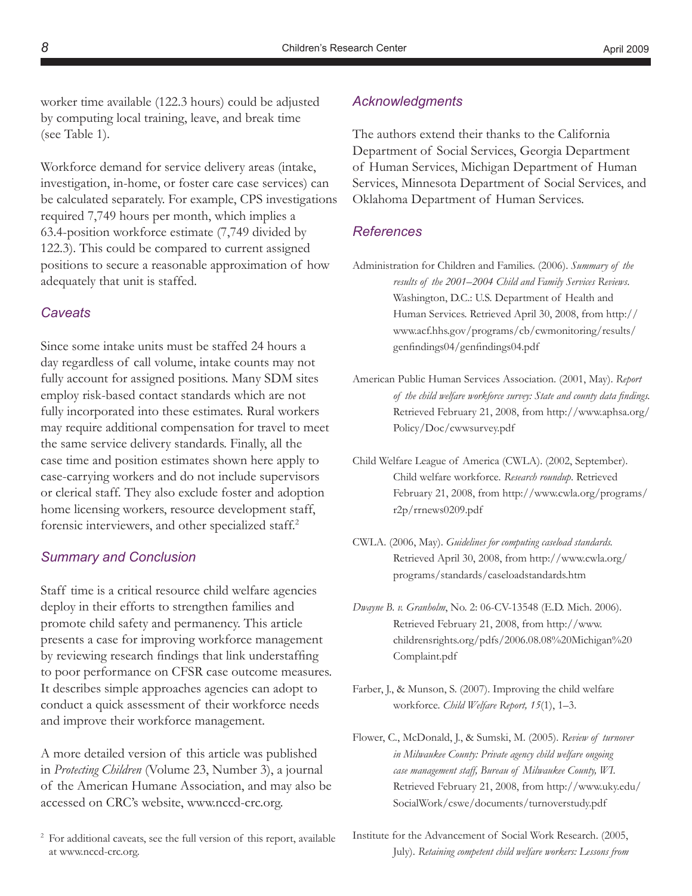worker time available (122.3 hours) could be adjusted by computing local training, leave, and break time (see Table 1).

Workforce demand for service delivery areas (intake, investigation, in-home, or foster care case services) can be calculated separately. For example, CPS investigations required 7,749 hours per month, which implies a 63.4-position workforce estimate (7,749 divided by 122.3). This could be compared to current assigned positions to secure a reasonable approximation of how adequately that unit is staffed.

### Caveats

Since some intake units must be staffed 24 hours a day regardless of call volume, intake counts may not fully account for assigned positions. Many SDM sites employ risk-based contact standards which are not fully incorporated into these estimates. Rural workers may require additional compensation for travel to meet the same service delivery standards. Finally, all the case time and position estimates shown here apply to case-carrying workers and do not include supervisors or clerical staff. They also exclude foster and adoption home licensing workers, resource development staff, forensic interviewers, and other specialized staff.[2]

### Summary and Conclusion

Staff time is a critical resource child welfare agencies deploy in their efforts to strengthen families and promote child safety and permanency. This article presents a case for improving workforce management by reviewing research findings that link understaffing to poor performance on CFSR case outcome measures. It describes simple approaches agencies can adopt to conduct a quick assessment of their workforce needs and improve their workforce management.

A more detailed version of this article was published in *Protecting Children* (Volume 23, Number 3), a journal of the American Humane Association, and may also be accessed on CRC's website, www.nccd-crc.org.

[2] For additional caveats, see the full version of this report, available at www.nccd-crc.org.

### Acknowledgments

The authors extend their thanks to the California Department of Social Services, Georgia Department of Human Services, Michigan Department of Human Services, Minnesota Department of Social Services, and Oklahoma Department of Human Services.

### References

Administration for Children and Families. (2006). *Summary of the results of the 2001–2004 Child and Family Services Reviews*. Washington, D.C.: U.S. Department of Health and Human Services. Retrieved April 30, 2008, from http://www.acf.hhs.gov/programs/cb/cwmonitoring/results/genfindings04/genfindings04.pdf

American Public Human Services Association. (2001, May). *Report of the child welfare workforce survey: State and county data findings.* Retrieved February 21, 2008, from http://www.aphsa.org/Policy/Doc/cwwsurvey.pdf

Child Welfare League of America (CWLA). (2002, September). Child welfare workforce. *Research roundup*. Retrieved February 21, 2008, from http://www.cwla.org/programs/r2p/rrnews0209.pdf

CWLA. (2006, May). *Guidelines for computing caseload standards.* Retrieved April 30, 2008, from http://www.cwla.org/programs/standards/caseloadstandards.htm

*Dwayne B. v. Granholm*, No. 2: 06-CV-13548 (E.D. Mich. 2006). Retrieved February 21, 2008, from http://www.childrensrights.org/pdfs/2006.08.08%20Michigan%20Complaint.pdf

Farber, J., & Munson, S. (2007). Improving the child welfare workforce. *Child Welfare Report, 15*(1), 1–3.

Flower, C., McDonald, J., & Sumski, M. (2005). *Review of turnover in Milwaukee County: Private agency child welfare ongoing case management staff, Bureau of Milwaukee County, WI.* Retrieved February 21, 2008, from http://www.uky.edu/SocialWork/cswe/documents/turnoverstudy.pdf

Institute for the Advancement of Social Work Research. (2005, July). *Retaining competent child welfare workers: Lessons from*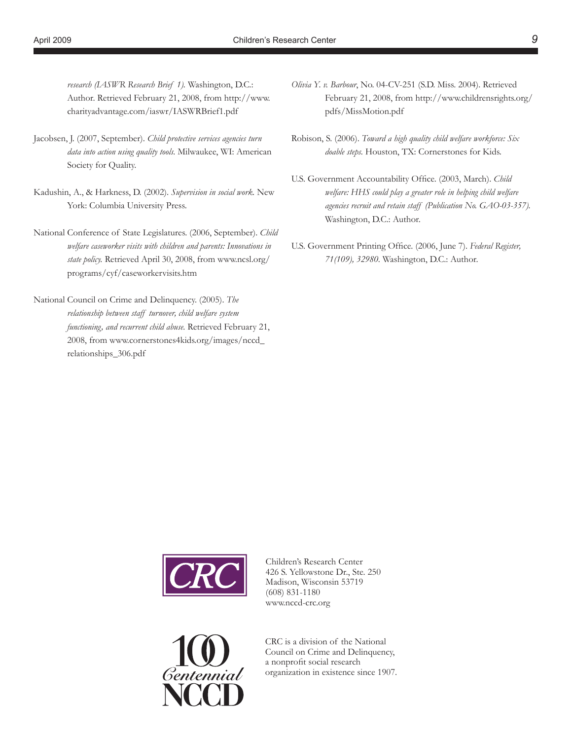*research (IASWR Research Brief 1).* Washington, D.C.: Author. Retrieved February 21, 2008, from http://www.charityadvantage.com/iaswr/IASWRBrief1.pdf

Jacobsen, J. (2007, September). *Child protective services agencies turn data into action using quality tools.* Milwaukee, WI: American Society for Quality.

Kadushin, A., & Harkness, D. (2002). *Supervision in social work.* New York: Columbia University Press.

National Conference of State Legislatures. (2006, September). *Child welfare caseworker visits with children and parents: Innovations in state policy.* Retrieved April 30, 2008, from www.ncsl.org/programs/cyf/caseworkervisits.htm

National Council on Crime and Delinquency. (2005). *The relationship between staff turnover, child welfare system functioning, and recurrent child abuse.* Retrieved February 21, 2008, from www.cornerstones4kids.org/images/nccd_relationships_306.pdf

*Olivia Y. v. Barbour*, No. 04-CV-251 (S.D. Miss. 2004). Retrieved February 21, 2008, from http://www.childrensrights.org/pdfs/MissMotion.pdf

Robison, S. (2006). *Toward a high quality child welfare workforce: Six doable steps.* Houston, TX: Cornerstones for Kids.

U.S. Government Accountability Office. (2003, March). *Child welfare: HHS could play a greater role in helping child welfare agencies recruit and retain staff (Publication No. GAO-03-357).* Washington, D.C.: Author.

U.S. Government Printing Office. (2006, June 7). *Federal Register, 71(109), 32980.* Washington, D.C.: Author.

CRC

Children's Research Center
426 S. Yellowstone Dr., Ste. 250
Madison, Wisconsin 53719
(608) 831-1180
www.nccd-crc.org

100 Centennial NCCD

CRC is a division of the National Council on Crime and Delinquency, a nonprofit social research organization in existence since 1907.